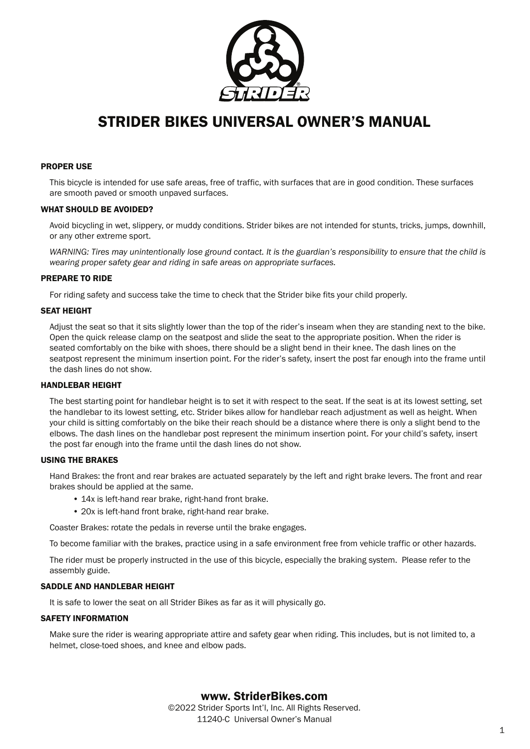# STRIDER BIKES UNIVERSAL OWNER'S MANUAL

### PROPER USE

This bicycle is intended for use safe areas, free of traffic, with surfaces that are in good condition. These surfaces are smooth paved or smooth unpaved surfaces.

### WHAT SHOULD BE AVOIDED?

Avoid bicycling in wet, slippery, or muddy conditions. Strider bikes are not intended for stunts, tricks, jumps, downhill, or any other extreme sport.

*WARNING: Tires may unintentionally lose ground contact. It is the guardian's responsibility to ensure that the child is wearing proper safety gear and riding in safe areas on appropriate surfaces.*

### PREPARE TO RIDE

For riding safety and success take the time to check that the Strider bike fits your child properly.

### SEAT HEIGHT

Adjust the seat so that it sits slightly lower than the top of the rider's inseam when they are standing next to the bike. Open the quick release clamp on the seatpost and slide the seat to the appropriate position. When the rider is seated comfortably on the bike with shoes, there should be a slight bend in their knee. The dash lines on the seatpost represent the minimum insertion point. For the rider's safety, insert the post far enough into the frame until the dash lines do not show.

### HANDLEBAR HEIGHT

The best starting point for handlebar height is to set it with respect to the seat. If the seat is at its lowest setting, set the handlebar to its lowest setting, etc. Strider bikes allow for handlebar reach adjustment as well as height. When your child is sitting comfortably on the bike their reach should be a distance where there is only a slight bend to the elbows. The dash lines on the handlebar post represent the minimum insertion point. For your child's safety, insert the post far enough into the frame until the dash lines do not show.

### USING THE BRAKES

Hand Brakes: the front and rear brakes are actuated separately by the left and right brake levers. The front and rear brakes should be applied at the same.

- 14x is left-hand rear brake, right-hand front brake.
- 20x is left-hand front brake, right-hand rear brake.

Coaster Brakes: rotate the pedals in reverse until the brake engages.

To become familiar with the brakes, practice using in a safe environment free from vehicle traffic or other hazards.

The rider must be properly instructed in the use of this bicycle, especially the braking system. Please refer to the assembly guide.

### SADDLE AND HANDLEBAR HEIGHT

It is safe to lower the seat on all Strider Bikes as far as it will physically go.

### SAFETY INFORMATION

Make sure the rider is wearing appropriate attire and safety gear when riding. This includes, but is not limited to, a helmet, close-toed shoes, and knee and elbow pads.

**www. StriderBikes.com**

©2022 Strider Sports Int'l, Inc. All Rights Reserved.
11240-C Universal Owner's Manual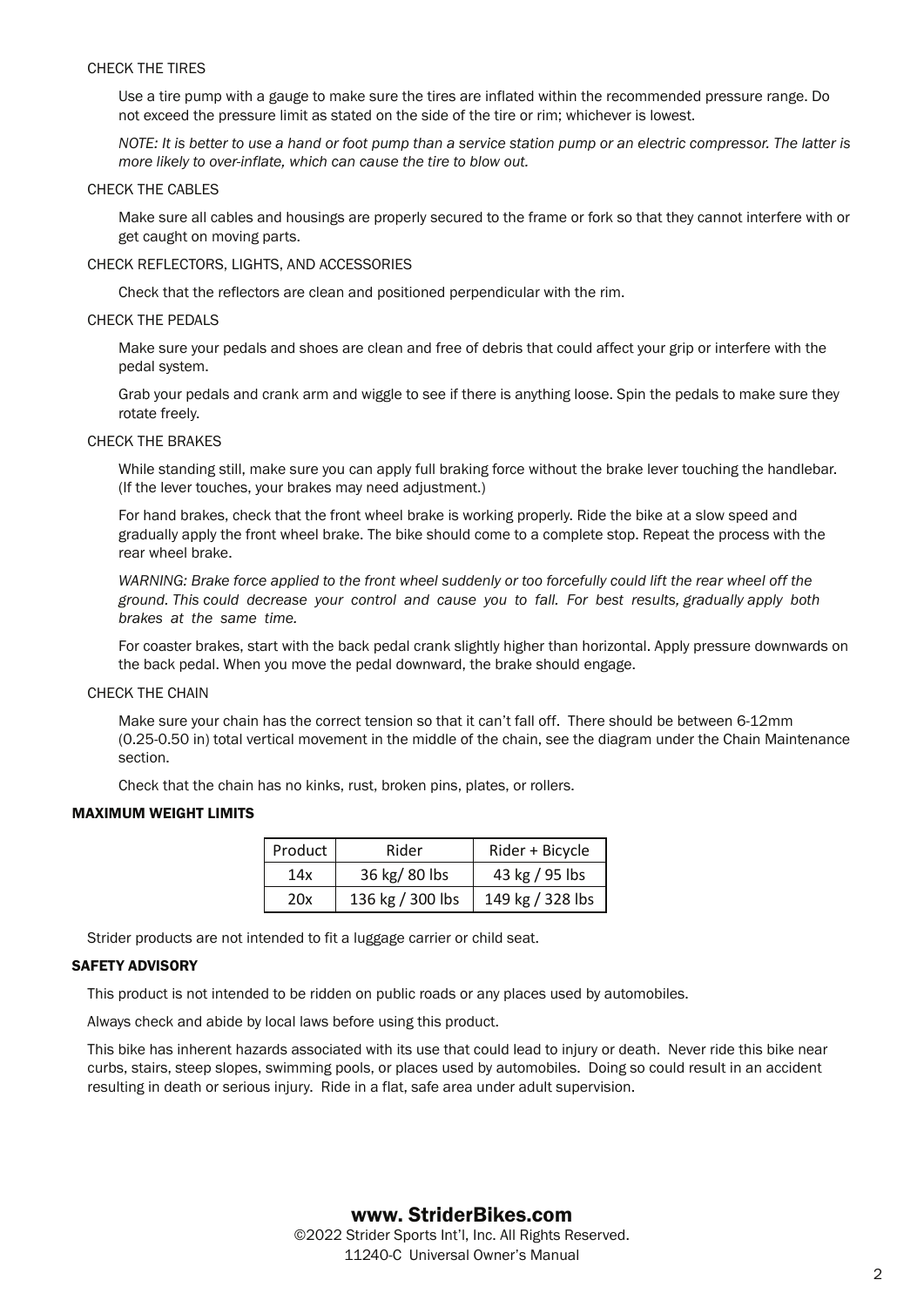### CHECK THE TIRES

Use a tire pump with a gauge to make sure the tires are inflated within the recommended pressure range. Do not exceed the pressure limit as stated on the side of the tire or rim; whichever is lowest.

*NOTE: It is better to use a hand or foot pump than a service station pump or an electric compressor. The latter is more likely to over-inflate, which can cause the tire to blow out.*

### CHECK THE CABLES

Make sure all cables and housings are properly secured to the frame or fork so that they cannot interfere with or get caught on moving parts.

### CHECK REFLECTORS, LIGHTS, AND ACCESSORIES

Check that the reflectors are clean and positioned perpendicular with the rim.

### CHECK THE PEDALS

Make sure your pedals and shoes are clean and free of debris that could affect your grip or interfere with the pedal system.

Grab your pedals and crank arm and wiggle to see if there is anything loose. Spin the pedals to make sure they rotate freely.

### CHECK THE BRAKES

While standing still, make sure you can apply full braking force without the brake lever touching the handlebar. (If the lever touches, your brakes may need adjustment.)

For hand brakes, check that the front wheel brake is working properly. Ride the bike at a slow speed and gradually apply the front wheel brake. The bike should come to a complete stop. Repeat the process with the rear wheel brake.

*WARNING: Brake force applied to the front wheel suddenly or too forcefully could lift the rear wheel off the ground. This could decrease your control and cause you to fall. For best results, gradually apply both brakes at the same time.*

For coaster brakes, start with the back pedal crank slightly higher than horizontal. Apply pressure downwards on the back pedal. When you move the pedal downward, the brake should engage.

### CHECK THE CHAIN

Make sure your chain has the correct tension so that it can't fall off. There should be between 6-12mm (0.25-0.50 in) total vertical movement in the middle of the chain, see the diagram under the Chain Maintenance section.

Check that the chain has no kinks, rust, broken pins, plates, or rollers.

## MAXIMUM WEIGHT LIMITS

| Product | Rider | Rider + Bicycle |
|---|---|---|
| 14x | 36 kg/ 80 lbs | 43 kg / 95 lbs |
| 20x | 136 kg / 300 lbs | 149 kg / 328 lbs |

Strider products are not intended to fit a luggage carrier or child seat.

## SAFETY ADVISORY

This product is not intended to be ridden on public roads or any places used by automobiles.

Always check and abide by local laws before using this product.

This bike has inherent hazards associated with its use that could lead to injury or death. Never ride this bike near curbs, stairs, steep slopes, swimming pools, or places used by automobiles. Doing so could result in an accident resulting in death or serious injury. Ride in a flat, safe area under adult supervision.

**www. StriderBikes.com**

©2022 Strider Sports Int'l, Inc. All Rights Reserved.
11240-C Universal Owner's Manual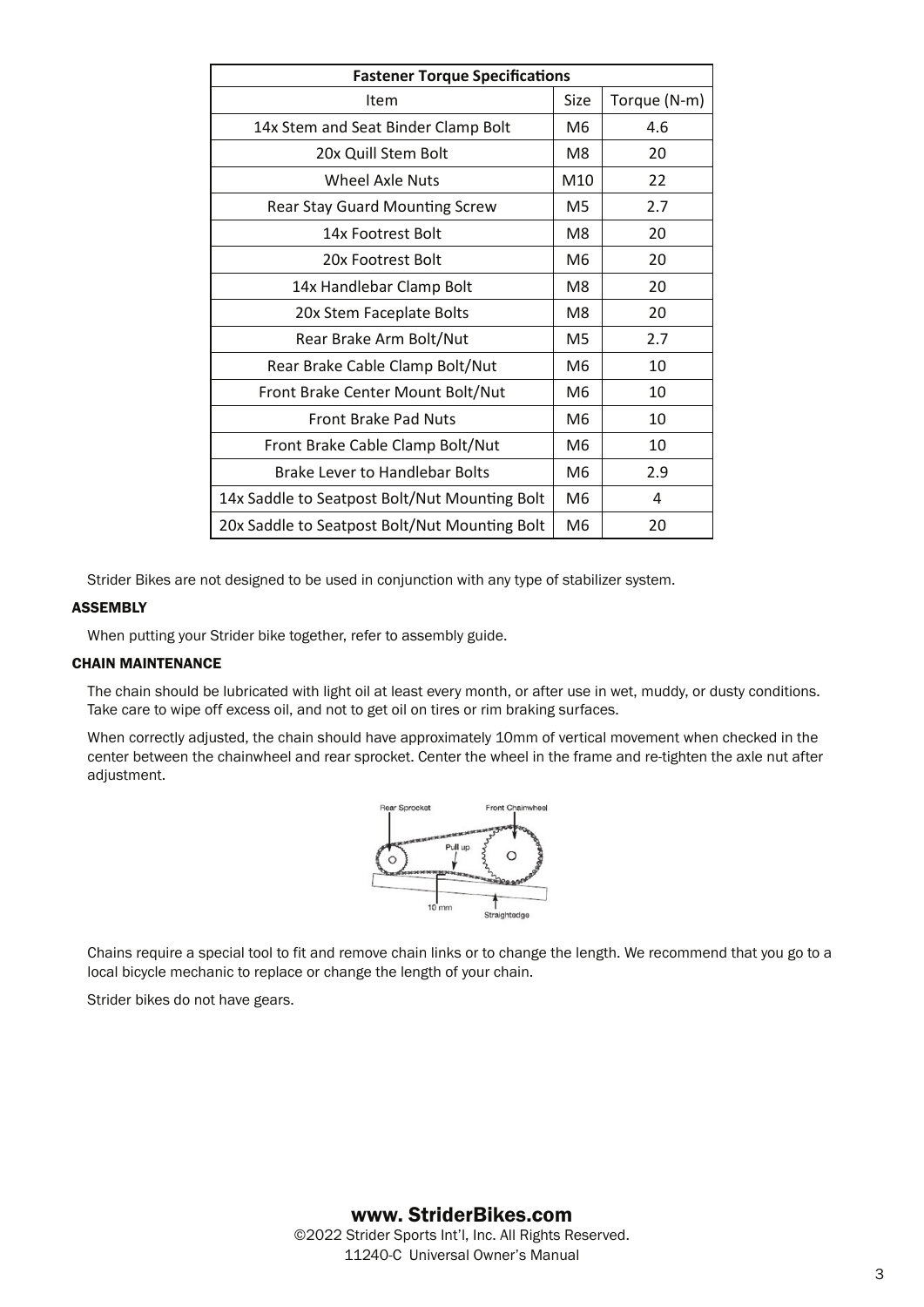| Fastener Torque Specifications | | |
|---|---|---|
| Item | Size | Torque (N-m) |
| 14x Stem and Seat Binder Clamp Bolt | M6 | 4.6 |
| 20x Quill Stem Bolt | M8 | 20 |
| Wheel Axle Nuts | M10 | 22 |
| Rear Stay Guard Mounting Screw | M5 | 2.7 |
| 14x Footrest Bolt | M8 | 20 |
| 20x Footrest Bolt | M6 | 20 |
| 14x Handlebar Clamp Bolt | M8 | 20 |
| 20x Stem Faceplate Bolts | M8 | 20 |
| Rear Brake Arm Bolt/Nut | M5 | 2.7 |
| Rear Brake Cable Clamp Bolt/Nut | M6 | 10 |
| Front Brake Center Mount Bolt/Nut | M6 | 10 |
| Front Brake Pad Nuts | M6 | 10 |
| Front Brake Cable Clamp Bolt/Nut | M6 | 10 |
| Brake Lever to Handlebar Bolts | M6 | 2.9 |
| 14x Saddle to Seatpost Bolt/Nut Mounting Bolt | M6 | 4 |
| 20x Saddle to Seatpost Bolt/Nut Mounting Bolt | M6 | 20 |

Strider Bikes are not designed to be used in conjunction with any type of stabilizer system.

## ASSEMBLY

When putting your Strider bike together, refer to assembly guide.

## CHAIN MAINTENANCE

The chain should be lubricated with light oil at least every month, or after use in wet, muddy, or dusty conditions. Take care to wipe off excess oil, and not to get oil on tires or rim braking surfaces.

When correctly adjusted, the chain should have approximately 10mm of vertical movement when checked in the center between the chainwheel and rear sprocket. Center the wheel in the frame and re-tighten the axle nut after adjustment.

Rear Sprocket · Front Chainwheel · Pull up · 10 mm · Straightedge

Chains require a special tool to fit and remove chain links or to change the length. We recommend that you go to a local bicycle mechanic to replace or change the length of your chain.

Strider bikes do not have gears.

**www. StriderBikes.com**

©2022 Strider Sports Int'l, Inc. All Rights Reserved.

11240-C Universal Owner's Manual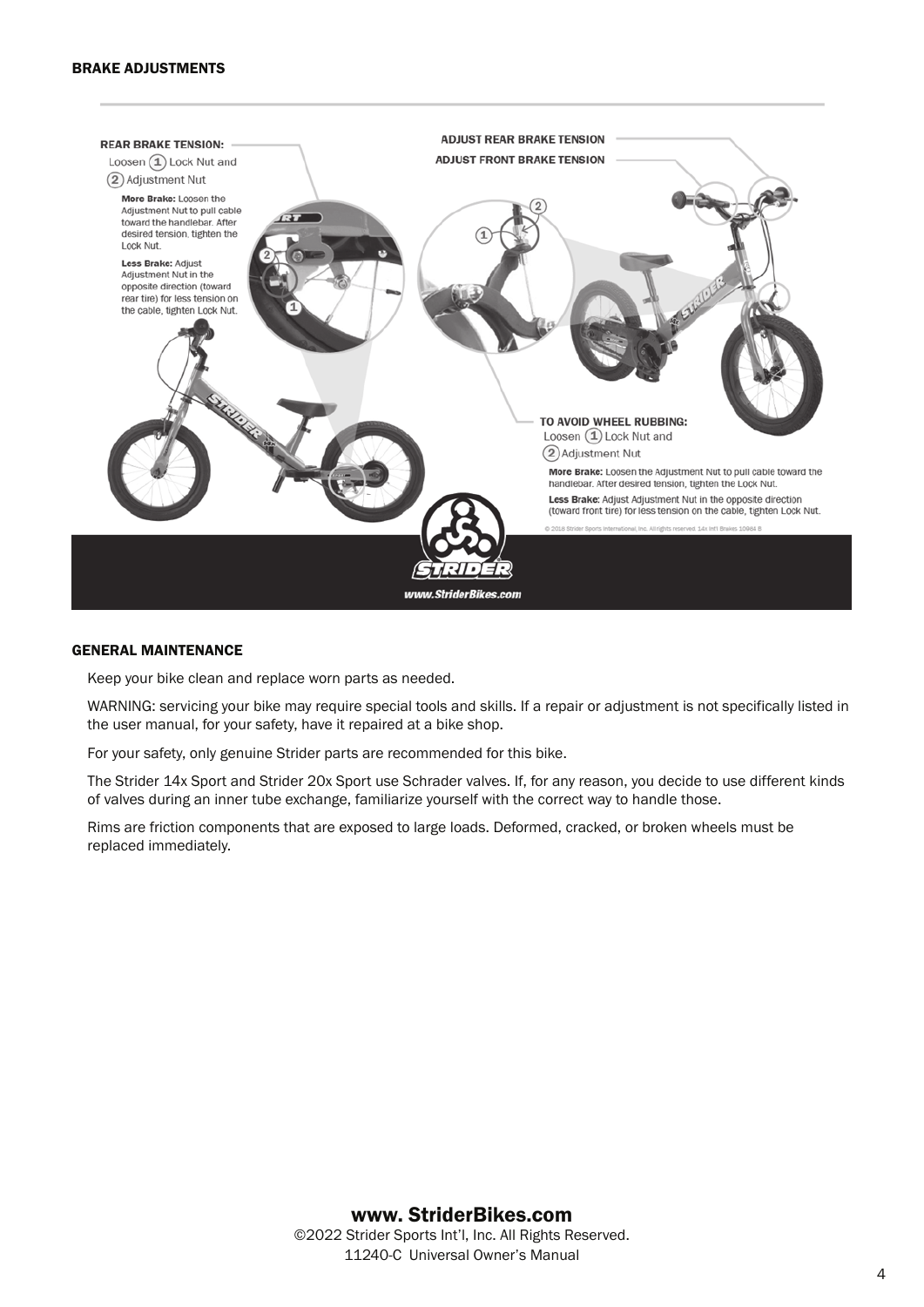## BRAKE ADJUSTMENTS

REAR BRAKE TENSION:
Loosen (1) Lock Nut and
(2) Adjustment Nut

**More Brake:** Loosen the Adjustment Nut to pull cable toward the handlebar. After desired tension, tighten the Lock Nut.

**Less Brake:** Adjust Adjustment Nut in the opposite direction (toward rear tire) for less tension on the cable, tighten Lock Nut.

ADJUST REAR BRAKE TENSION

ADJUST FRONT BRAKE TENSION

TO AVOID WHEEL RUBBING:
Loosen (1) Lock Nut and
(2) Adjustment Nut

**More Brake:** Loosen the Adjustment Nut to pull cable toward the handlebar. After desired tension, tighten the Lock Nut.

**Less Brake:** Adjust Adjustment Nut in the opposite direction (toward front tire) for less tension on the cable, tighten Lock Nut.

© 2018 Strider Sports International, Inc. All rights reserved. 14x Int'l Brakes 10984 B

www.StriderBikes.com

## GENERAL MAINTENANCE

Keep your bike clean and replace worn parts as needed.

WARNING: servicing your bike may require special tools and skills. If a repair or adjustment is not specifically listed in the user manual, for your safety, have it repaired at a bike shop.

For your safety, only genuine Strider parts are recommended for this bike.

The Strider 14x Sport and Strider 20x Sport use Schrader valves. If, for any reason, you decide to use different kinds of valves during an inner tube exchange, familiarize yourself with the correct way to handle those.

Rims are friction components that are exposed to large loads. Deformed, cracked, or broken wheels must be replaced immediately.

www. StriderBikes.com
©2022 Strider Sports Int'l, Inc. All Rights Reserved.
11240-C Universal Owner's Manual